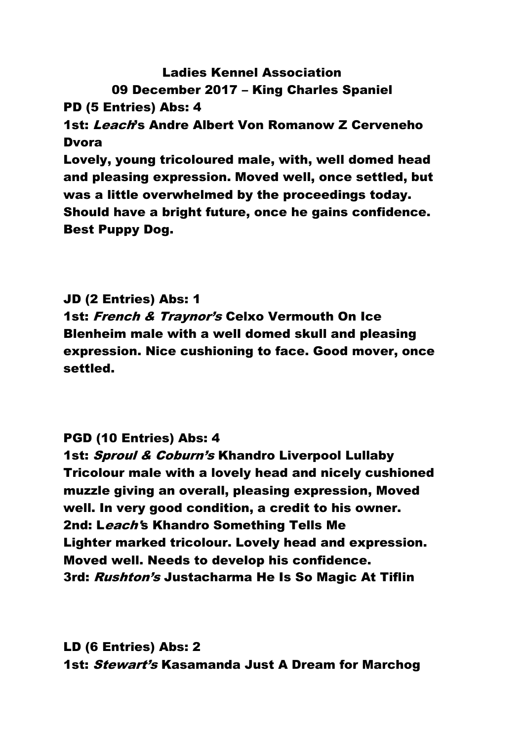**Ladies Kennel Association**

**09 December 2017 – King Charles Spaniel**

**PD (5 Entries) Abs: 4**

**1st: *Leach*'s Andre Albert Von Romanow Z Cerveneho Dvora**

**Lovely, young tricoloured male, with, well domed head and pleasing expression. Moved well, once settled, but was a little overwhelmed by the proceedings today. Should have a bright future, once he gains confidence. Best Puppy Dog.**

**JD (2 Entries) Abs: 1**

**1st: *French & Traynor's* Celxo Vermouth On Ice**

**Blenheim male with a well domed skull and pleasing expression. Nice cushioning to face. Good mover, once settled.**

**PGD (10 Entries) Abs: 4**

**1st: *Sproul & Coburn's* Khandro Liverpool Lullaby**

**Tricolour male with a lovely head and nicely cushioned muzzle giving an overall, pleasing expression, Moved well. In very good condition, a credit to his owner.**

**2nd: L*each'*s Khandro Something Tells Me**

**Lighter marked tricolour. Lovely head and expression. Moved well. Needs to develop his confidence.**

**3rd: *Rushton's* Justacharma He Is So Magic At Tiflin**

**LD (6 Entries) Abs: 2**

**1st: *Stewart's* Kasamanda Just A Dream for Marchog**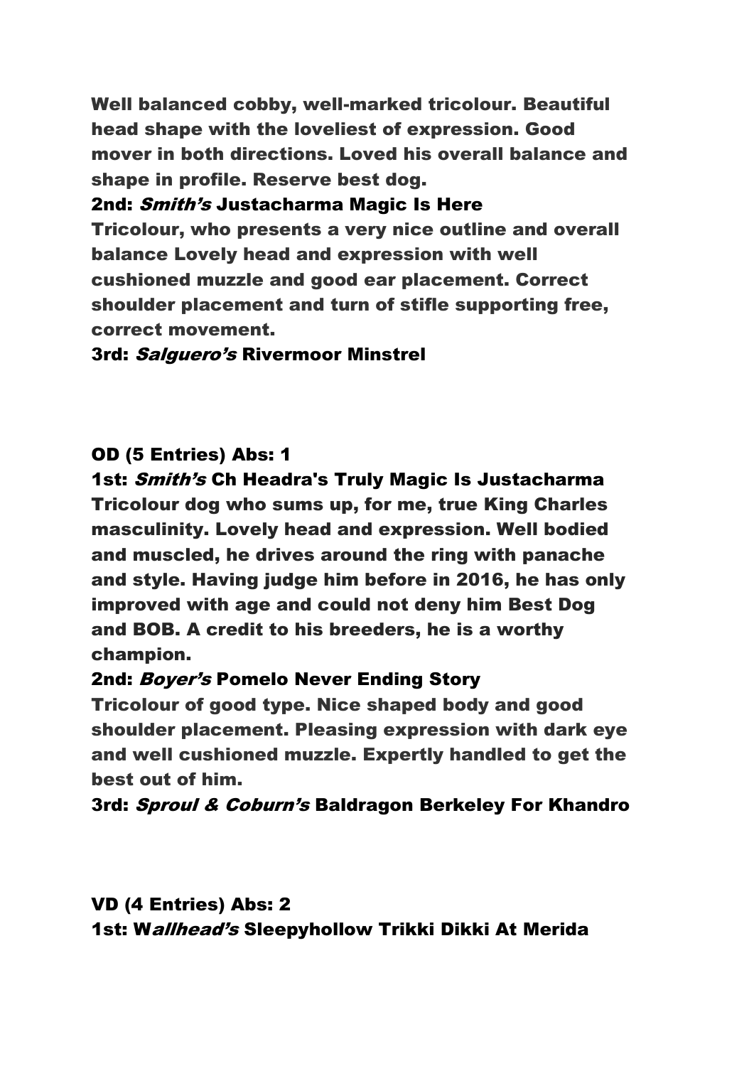Well balanced cobby, well-marked tricolour. Beautiful head shape with the loveliest of expression. Good mover in both directions. Loved his overall balance and shape in profile. Reserve best dog.

**2nd: *Smith's* Justacharma Magic Is Here**

Tricolour, who presents a very nice outline and overall balance Lovely head and expression with well cushioned muzzle and good ear placement. Correct shoulder placement and turn of stifle supporting free, correct movement.

**3rd: *Salguero's* Rivermoor Minstrel**

**OD (5 Entries) Abs: 1**

**1st: *Smith's* Ch Headra's Truly Magic Is Justacharma**

Tricolour dog who sums up, for me, true King Charles masculinity. Lovely head and expression. Well bodied and muscled, he drives around the ring with panache and style. Having judge him before in 2016, he has only improved with age and could not deny him Best Dog and BOB. A credit to his breeders, he is a worthy champion.

**2nd: *Boyer's* Pomelo Never Ending Story**

Tricolour of good type. Nice shaped body and good shoulder placement. Pleasing expression with dark eye and well cushioned muzzle. Expertly handled to get the best out of him.

**3rd: *Sproul & Coburn's* Baldragon Berkeley For Khandro**

**VD (4 Entries) Abs: 2**

**1st: W*allhead's* Sleepyhollow Trikki Dikki At Merida**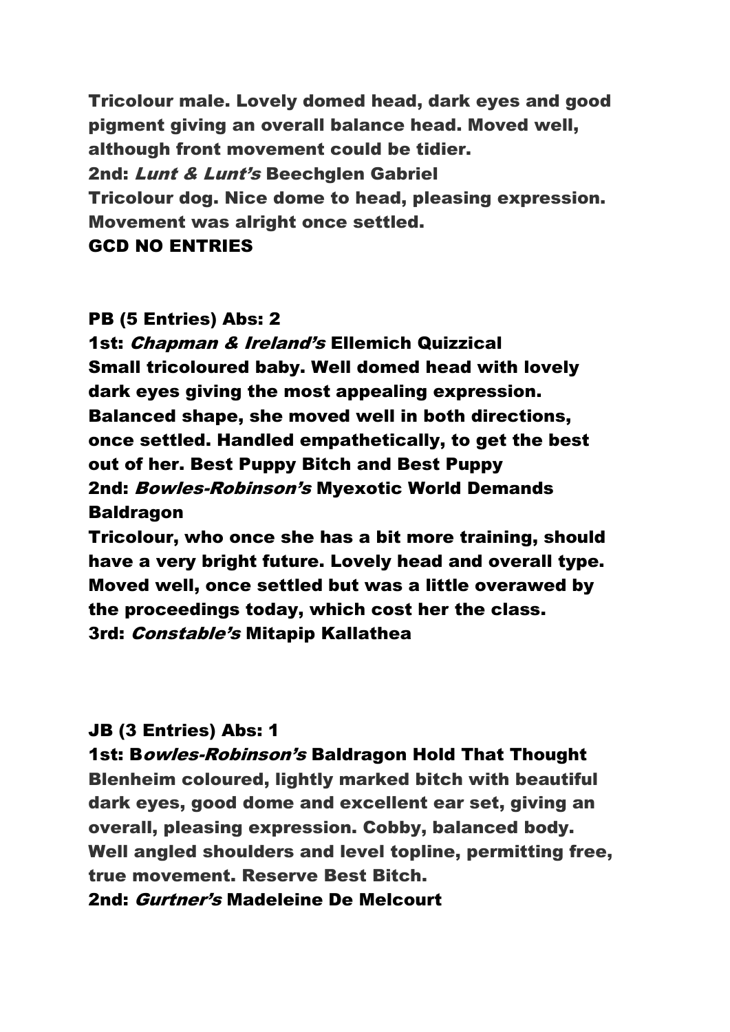Tricolour male. Lovely domed head, dark eyes and good pigment giving an overall balance head. Moved well, although front movement could be tidier.

**2nd:** ***Lunt & Lunt's*** **Beechglen Gabriel**

Tricolour dog. Nice dome to head, pleasing expression. Movement was alright once settled.

**GCD NO ENTRIES**

**PB (5 Entries) Abs: 2**

**1st:** ***Chapman & Ireland's*** **Ellemich Quizzical**

**Small tricoloured baby. Well domed head with lovely dark eyes giving the most appealing expression. Balanced shape, she moved well in both directions, once settled. Handled empathetically, to get the best out of her. Best Puppy Bitch and Best Puppy**

**2nd:** ***Bowles-Robinson's*** **Myexotic World Demands Baldragon**

**Tricolour, who once she has a bit more training, should have a very bright future. Lovely head and overall type. Moved well, once settled but was a little overawed by the proceedings today, which cost her the class.**

**3rd:** ***Constable's*** **Mitapip Kallathea**

**JB (3 Entries) Abs: 1**

**1st: B*owles-Robinson's*** **Baldragon Hold That Thought**

Blenheim coloured, lightly marked bitch with beautiful dark eyes, good dome and excellent ear set, giving an overall, pleasing expression. Cobby, balanced body. Well angled shoulders and level topline, permitting free, true movement. Reserve Best Bitch.

**2nd:** ***Gurtner's*** **Madeleine De Melcourt**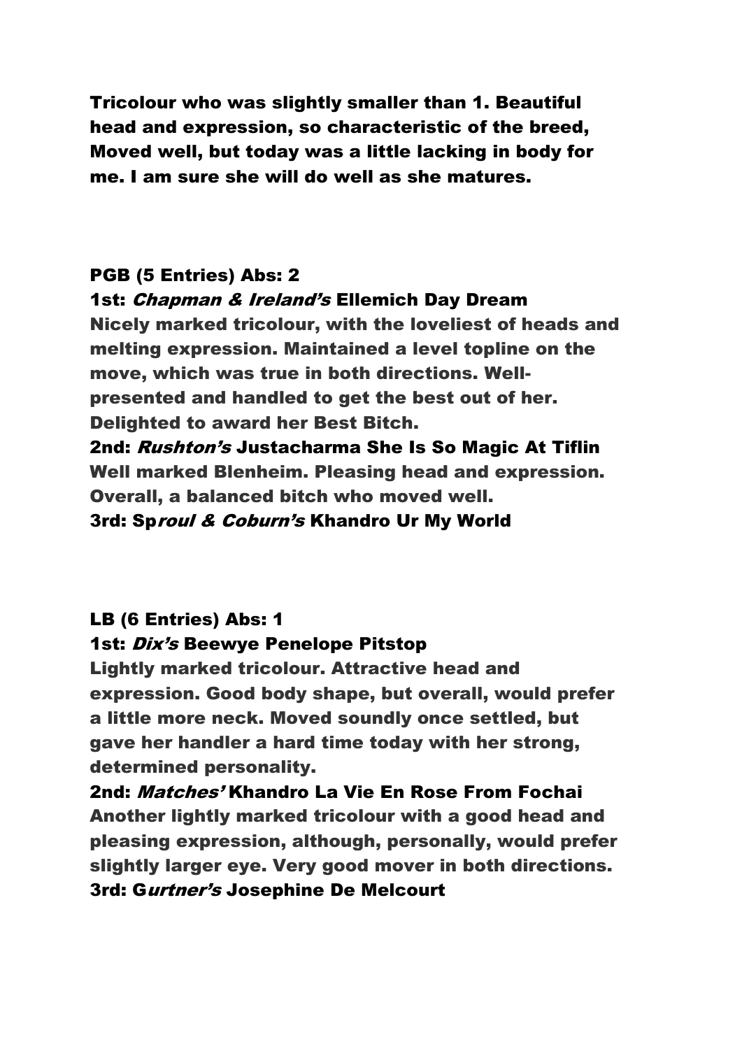**Tricolour who was slightly smaller than 1. Beautiful head and expression, so characteristic of the breed, Moved well, but today was a little lacking in body for me. I am sure she will do well as she matures.**

**PGB (5 Entries) Abs: 2**

**1st: *Chapman & Ireland's* Ellemich Day Dream**
**Nicely marked tricolour, with the loveliest of heads and melting expression. Maintained a level topline on the move, which was true in both directions. Well-presented and handled to get the best out of her. Delighted to award her Best Bitch.**

**2nd: *Rushton's* Justacharma She Is So Magic At Tiflin**
**Well marked Blenheim. Pleasing head and expression. Overall, a balanced bitch who moved well.**

**3rd: Sp*roul & Coburn's* Khandro Ur My World**

**LB (6 Entries) Abs: 1**

**1st: *Dix's* Beewye Penelope Pitstop**
**Lightly marked tricolour. Attractive head and expression. Good body shape, but overall, would prefer a little more neck. Moved soundly once settled, but gave her handler a hard time today with her strong, determined personality.**

**2nd: *Matches'* Khandro La Vie En Rose From Fochai**
**Another lightly marked tricolour with a good head and pleasing expression, although, personally, would prefer slightly larger eye. Very good mover in both directions.**

**3rd: G*urtner's* Josephine De Melcourt**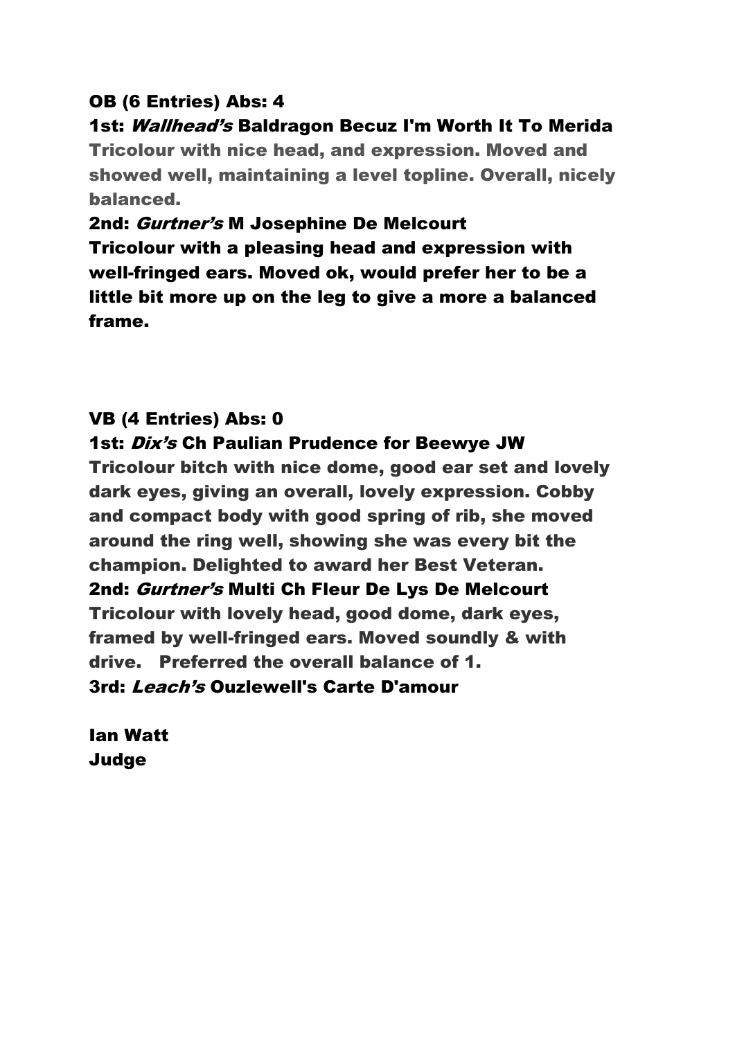**OB (6 Entries) Abs: 4**

**1st: *Wallhead's* Baldragon Becuz I'm Worth It To Merida**
**Tricolour with nice head, and expression. Moved and showed well, maintaining a level topline. Overall, nicely balanced.**

**2nd: *Gurtner's* M Josephine De Melcourt**
**Tricolour with a pleasing head and expression with well-fringed ears. Moved ok, would prefer her to be a little bit more up on the leg to give a more a balanced frame.**

**VB (4 Entries) Abs: 0**

**1st: *Dix's* Ch Paulian Prudence for Beewye JW**
**Tricolour bitch with nice dome, good ear set and lovely dark eyes, giving an overall, lovely expression. Cobby and compact body with good spring of rib, she moved around the ring well, showing she was every bit the champion. Delighted to award her Best Veteran.**

**2nd: *Gurtner's* Multi Ch Fleur De Lys De Melcourt**
**Tricolour with lovely head, good dome, dark eyes, framed by well-fringed ears. Moved soundly & with drive. Preferred the overall balance of 1.**

**3rd: *Leach's* Ouzlewell's Carte D'amour**

**Ian Watt**
**Judge**